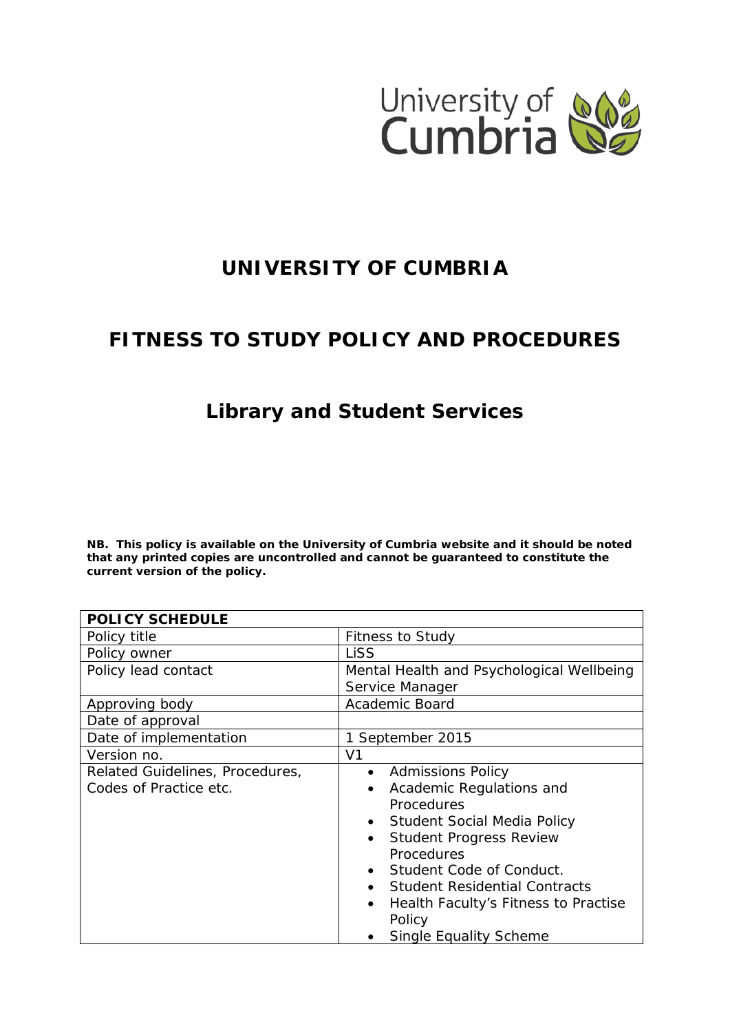# UNIVERSITY OF CUMBRIA

# FITNESS TO STUDY POLICY AND PROCEDURES

## Library and Student Services

**NB. This policy is available on the University of Cumbria website and it should be noted that any printed copies are uncontrolled and cannot be guaranteed to constitute the current version of the policy.**

| POLICY SCHEDULE | |
|---|---|
| Policy title | Fitness to Study |
| Policy owner | LiSS |
| Policy lead contact | Mental Health and Psychological Wellbeing Service Manager |
| Approving body | Academic Board |
| Date of approval | |
| Date of implementation | 1 September 2015 |
| Version no. | V1 |
| Related Guidelines, Procedures, Codes of Practice etc. | • Admissions Policy<br>• Academic Regulations and Procedures<br>• Student Social Media Policy<br>• Student Progress Review Procedures<br>• Student Code of Conduct.<br>• Student Residential Contracts<br>• Health Faculty's Fitness to Practise Policy<br>• Single Equality Scheme |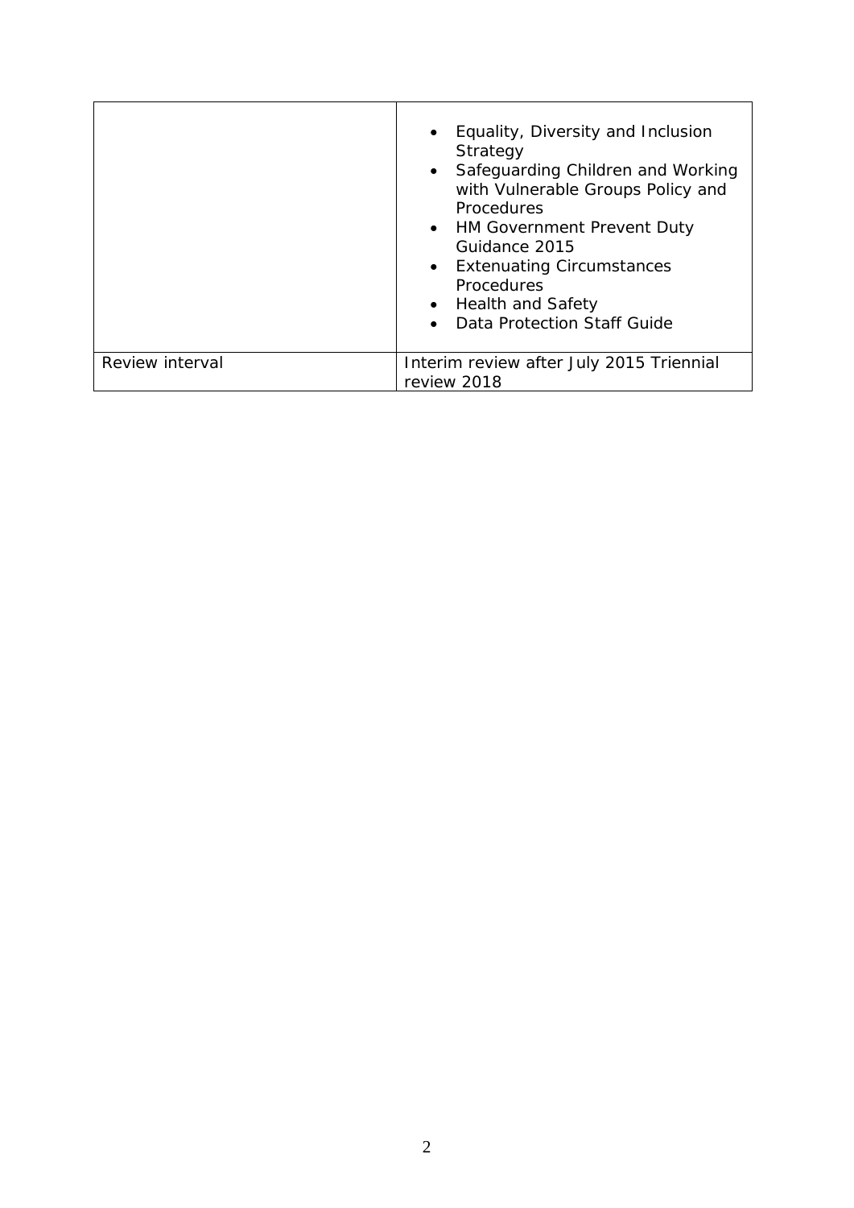| | |
|---|---|
| | • Equality, Diversity and Inclusion Strategy<br>• Safeguarding Children and Working with Vulnerable Groups Policy and Procedures<br>• HM Government Prevent Duty Guidance 2015<br>• Extenuating Circumstances Procedures<br>• Health and Safety<br>• Data Protection Staff Guide |
| Review interval | Interim review after July 2015 Triennial review 2018 |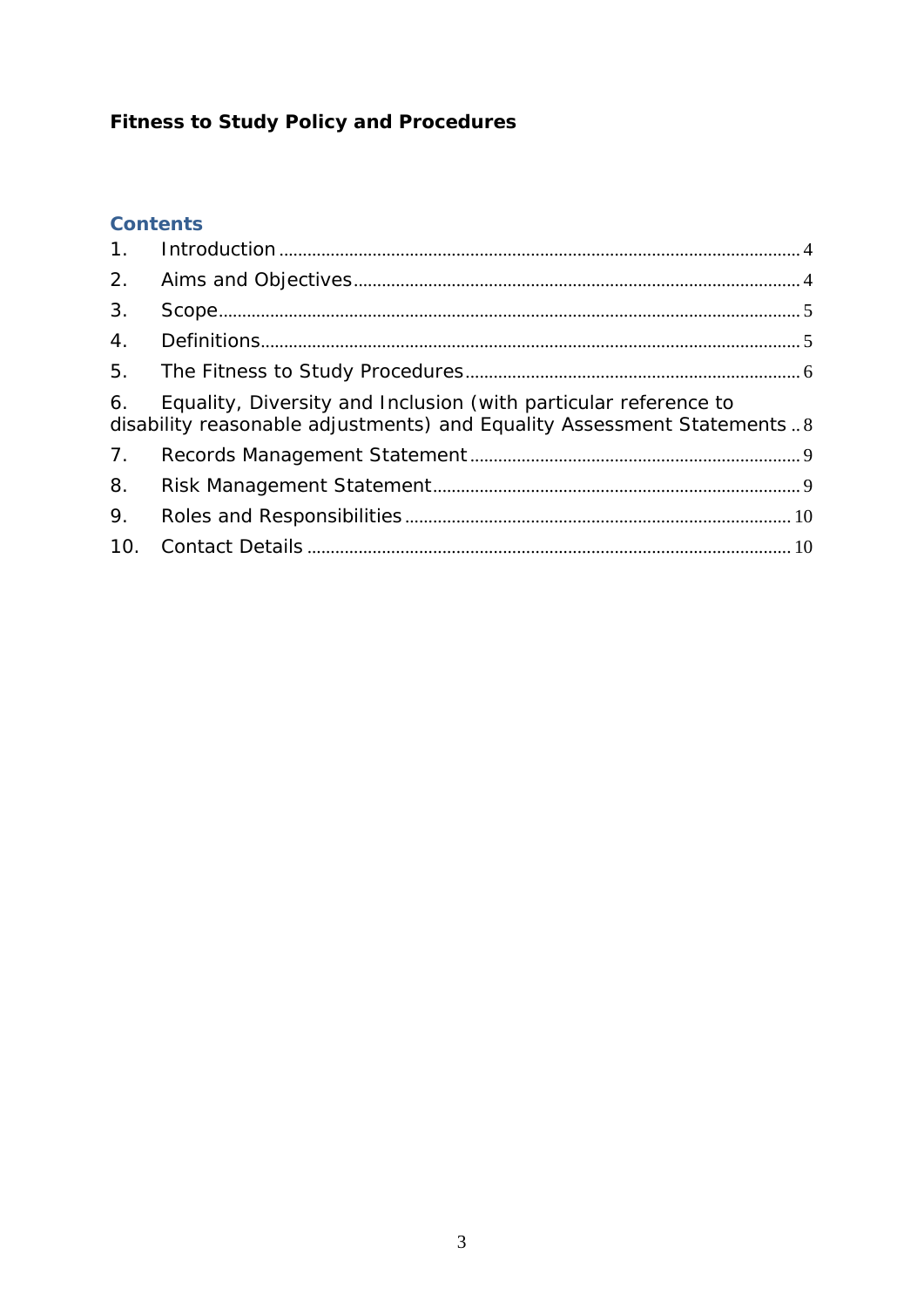**Fitness to Study Policy and Procedures**

## Contents

1. Introduction ........ 4
2. Aims and Objectives ........ 4
3. Scope ........ 5
4. Definitions ........ 5
5. The Fitness to Study Procedures ........ 6
6. Equality, Diversity and Inclusion (with particular reference to disability reasonable adjustments) and Equality Assessment Statements ........ 8
7. Records Management Statement ........ 9
8. Risk Management Statement ........ 9
9. Roles and Responsibilities ........ 10
10. Contact Details ........ 10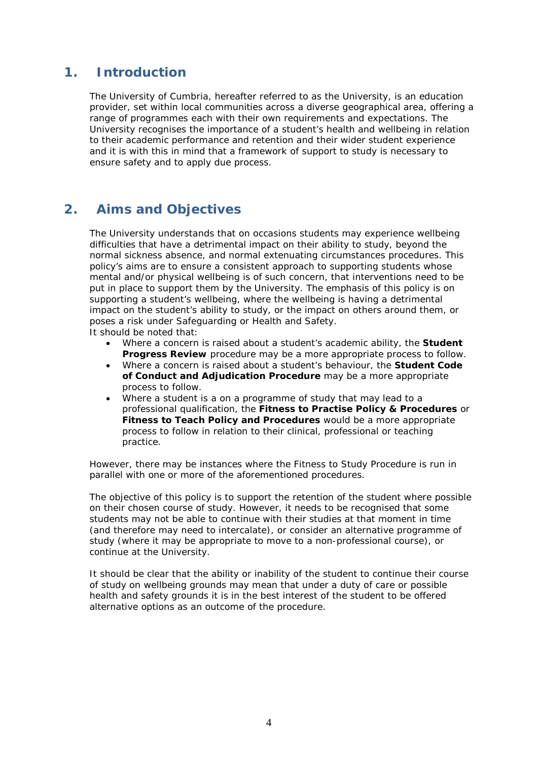## 1. Introduction

The University of Cumbria, hereafter referred to as the University, is an education provider, set within local communities across a diverse geographical area, offering a range of programmes each with their own requirements and expectations. The University recognises the importance of a student's health and wellbeing in relation to their academic performance and retention and their wider student experience and it is with this in mind that a framework of support to study is necessary to ensure safety and to apply due process.

## 2. Aims and Objectives

The University understands that on occasions students may experience wellbeing difficulties that have a detrimental impact on their ability to study, beyond the normal sickness absence, and normal extenuating circumstances procedures. This policy's aims are to ensure a consistent approach to supporting students whose mental and/or physical wellbeing is of such concern, that interventions need to be put in place to support them by the University. The emphasis of this policy is on supporting a student's wellbeing, where the wellbeing is having a detrimental impact on the student's ability to study, or the impact on others around them, or poses a risk under Safeguarding or Health and Safety.
It should be noted that:

- Where a concern is raised about a student's academic ability, the **Student Progress Review** procedure may be a more appropriate process to follow.
- Where a concern is raised about a student's behaviour, the **Student Code of Conduct and Adjudication Procedure** may be a more appropriate process to follow.
- Where a student is a on a programme of study that may lead to a professional qualification, the **Fitness to Practise Policy & Procedures** or **Fitness to Teach Policy and Procedures** would be a more appropriate process to follow in relation to their clinical, professional or teaching practice.

However, there may be instances where the Fitness to Study Procedure is run in parallel with one or more of the aforementioned procedures.

The objective of this policy is to support the retention of the student where possible on their chosen course of study. However, it needs to be recognised that some students may not be able to continue with their studies at that moment in time (and therefore may need to intercalate), or consider an alternative programme of study (where it may be appropriate to move to a non-professional course), or continue at the University.

It should be clear that the ability or inability of the student to continue their course of study on wellbeing grounds may mean that under a duty of care or possible health and safety grounds it is in the best interest of the student to be offered alternative options as an outcome of the procedure.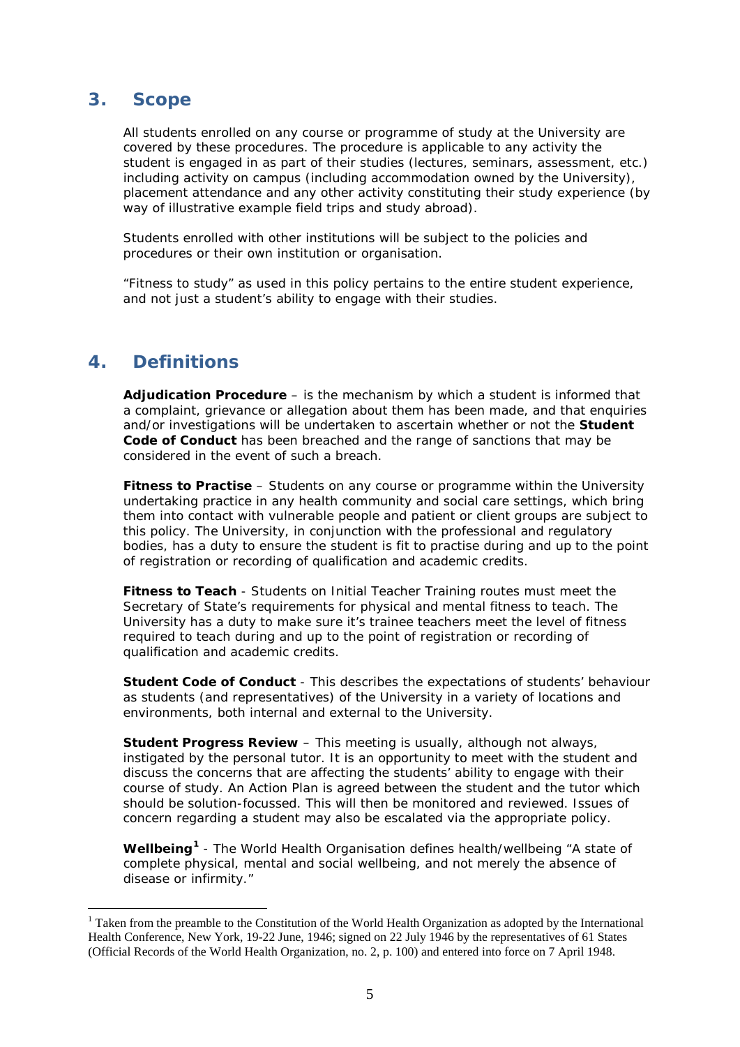## 3. Scope

All students enrolled on any course or programme of study at the University are covered by these procedures. The procedure is applicable to any activity the student is engaged in as part of their studies (lectures, seminars, assessment, etc.) including activity on campus (including accommodation owned by the University), placement attendance and any other activity constituting their study experience (by way of illustrative example field trips and study abroad).

Students enrolled with other institutions will be subject to the policies and procedures or their own institution or organisation.

"Fitness to study" as used in this policy pertains to the entire student experience, and not just a student's ability to engage with their studies.

## 4. Definitions

**Adjudication Procedure** – is the mechanism by which a student is informed that a complaint, grievance or allegation about them has been made, and that enquiries and/or investigations will be undertaken to ascertain whether or not the **Student Code of Conduct** has been breached and the range of sanctions that may be considered in the event of such a breach.

**Fitness to Practise** – Students on any course or programme within the University undertaking practice in any health community and social care settings, which bring them into contact with vulnerable people and patient or client groups are subject to this policy. The University, in conjunction with the professional and regulatory bodies, has a duty to ensure the student is fit to practise during and up to the point of registration or recording of qualification and academic credits.

**Fitness to Teach** - Students on Initial Teacher Training routes must meet the Secretary of State's requirements for physical and mental fitness to teach. The University has a duty to make sure it's trainee teachers meet the level of fitness required to teach during and up to the point of registration or recording of qualification and academic credits.

**Student Code of Conduct** - This describes the expectations of students' behaviour as students (and representatives) of the University in a variety of locations and environments, both internal and external to the University.

**Student Progress Review** – This meeting is usually, although not always, instigated by the personal tutor. It is an opportunity to meet with the student and discuss the concerns that are affecting the students' ability to engage with their course of study. An Action Plan is agreed between the student and the tutor which should be solution-focussed. This will then be monitored and reviewed. Issues of concern regarding a student may also be escalated via the appropriate policy.

**Wellbeing**[1] - The World Health Organisation defines health/wellbeing "A state of complete physical, mental and social wellbeing, and not merely the absence of disease or infirmity."

[1] Taken from the preamble to the Constitution of the World Health Organization as adopted by the International Health Conference, New York, 19-22 June, 1946; signed on 22 July 1946 by the representatives of 61 States (Official Records of the World Health Organization, no. 2, p. 100) and entered into force on 7 April 1948.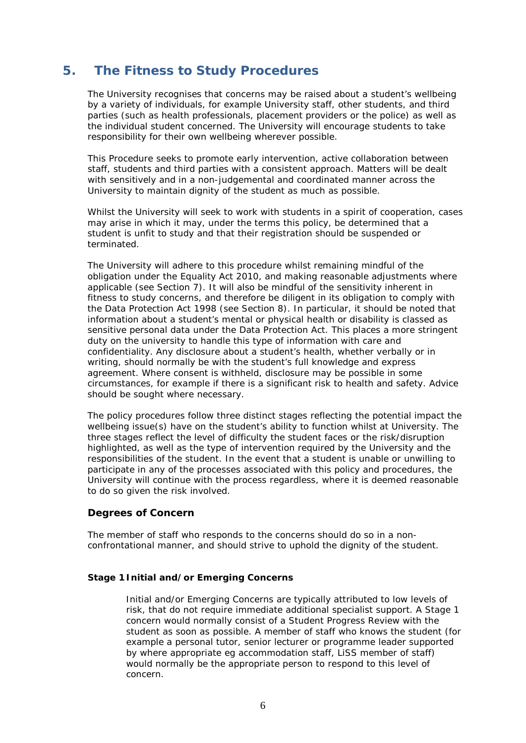## 5. The Fitness to Study Procedures

The University recognises that concerns may be raised about a student's wellbeing by a variety of individuals, for example University staff, other students, and third parties (such as health professionals, placement providers or the police) as well as the individual student concerned. The University will encourage students to take responsibility for their own wellbeing wherever possible.

This Procedure seeks to promote early intervention, active collaboration between staff, students and third parties with a consistent approach. Matters will be dealt with sensitively and in a non-judgemental and coordinated manner across the University to maintain dignity of the student as much as possible.

Whilst the University will seek to work with students in a spirit of cooperation, cases may arise in which it may, under the terms this policy, be determined that a student is unfit to study and that their registration should be suspended or terminated.

The University will adhere to this procedure whilst remaining mindful of the obligation under the Equality Act 2010, and making reasonable adjustments where applicable (see Section 7). It will also be mindful of the sensitivity inherent in fitness to study concerns, and therefore be diligent in its obligation to comply with the Data Protection Act 1998 (see Section 8). In particular, it should be noted that information about a student's mental or physical health or disability is classed as sensitive personal data under the Data Protection Act. This places a more stringent duty on the university to handle this type of information with care and confidentiality. Any disclosure about a student's health, whether verbally or in writing, should normally be with the student's full knowledge and express agreement. Where consent is withheld, disclosure may be possible in some circumstances, for example if there is a significant risk to health and safety. Advice should be sought where necessary.

The policy procedures follow three distinct stages reflecting the potential impact the wellbeing issue(s) have on the student's ability to function whilst at University. The three stages reflect the level of difficulty the student faces or the risk/disruption highlighted, as well as the type of intervention required by the University and the responsibilities of the student. In the event that a student is unable or unwilling to participate in any of the processes associated with this policy and procedures, the University will continue with the process regardless, where it is deemed reasonable to do so given the risk involved.

### Degrees of Concern

The member of staff who responds to the concerns should do so in a non-confrontational manner, and should strive to uphold the dignity of the student.

#### Stage 1 Initial and/or Emerging Concerns

Initial and/or Emerging Concerns are typically attributed to low levels of risk, that do not require immediate additional specialist support. A Stage 1 concern would normally consist of a Student Progress Review with the student as soon as possible. A member of staff who knows the student (for example a personal tutor, senior lecturer or programme leader supported by where appropriate eg accommodation staff, LiSS member of staff) would normally be the appropriate person to respond to this level of concern.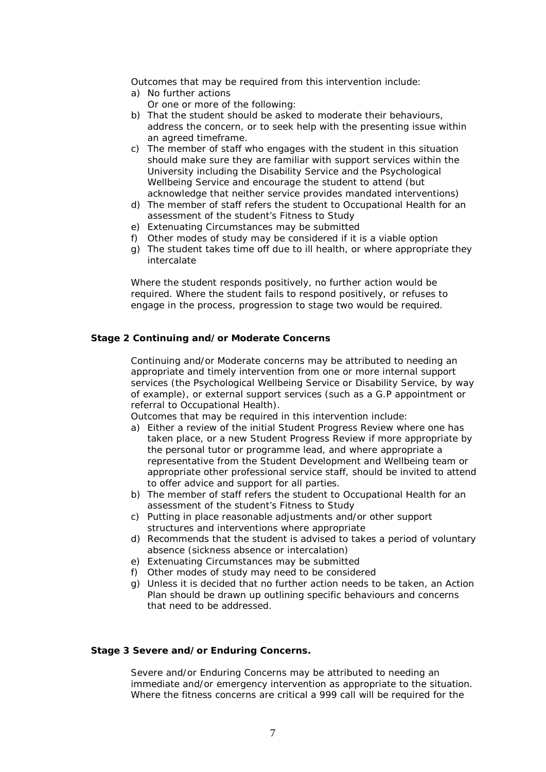Outcomes that may be required from this intervention include:

a) No further actions

   Or one or more of the following:

b) That the student should be asked to moderate their behaviours, address the concern, or to seek help with the presenting issue within an agreed timeframe.
c) The member of staff who engages with the student in this situation should make sure they are familiar with support services within the University including the Disability Service and the Psychological Wellbeing Service and encourage the student to attend (but acknowledge that neither service provides mandated interventions)
d) The member of staff refers the student to Occupational Health for an assessment of the student's Fitness to Study
e) Extenuating Circumstances may be submitted
f) Other modes of study may be considered if it is a viable option
g) The student takes time off due to ill health, or where appropriate they intercalate

Where the student responds positively, no further action would be required. Where the student fails to respond positively, or refuses to engage in the process, progression to stage two would be required.

**Stage 2 Continuing and/or Moderate Concerns**

Continuing and/or Moderate concerns may be attributed to needing an appropriate and timely intervention from one or more internal support services (the Psychological Wellbeing Service or Disability Service, by way of example), or external support services (such as a G.P appointment or referral to Occupational Health).

Outcomes that may be required in this intervention include:

a) Either a review of the initial Student Progress Review where one has taken place, or a new Student Progress Review if more appropriate by the personal tutor or programme lead, and where appropriate a representative from the Student Development and Wellbeing team or appropriate other professional service staff, should be invited to attend to offer advice and support for all parties.
b) The member of staff refers the student to Occupational Health for an assessment of the student's Fitness to Study
c) Putting in place reasonable adjustments and/or other support structures and interventions where appropriate
d) Recommends that the student is advised to takes a period of voluntary absence (sickness absence or intercalation)
e) Extenuating Circumstances may be submitted
f) Other modes of study may need to be considered
g) Unless it is decided that no further action needs to be taken, an Action Plan should be drawn up outlining specific behaviours and concerns that need to be addressed.

**Stage 3 Severe and/or Enduring Concerns.**

Severe and/or Enduring Concerns may be attributed to needing an immediate and/or emergency intervention as appropriate to the situation. Where the fitness concerns are critical a 999 call will be required for the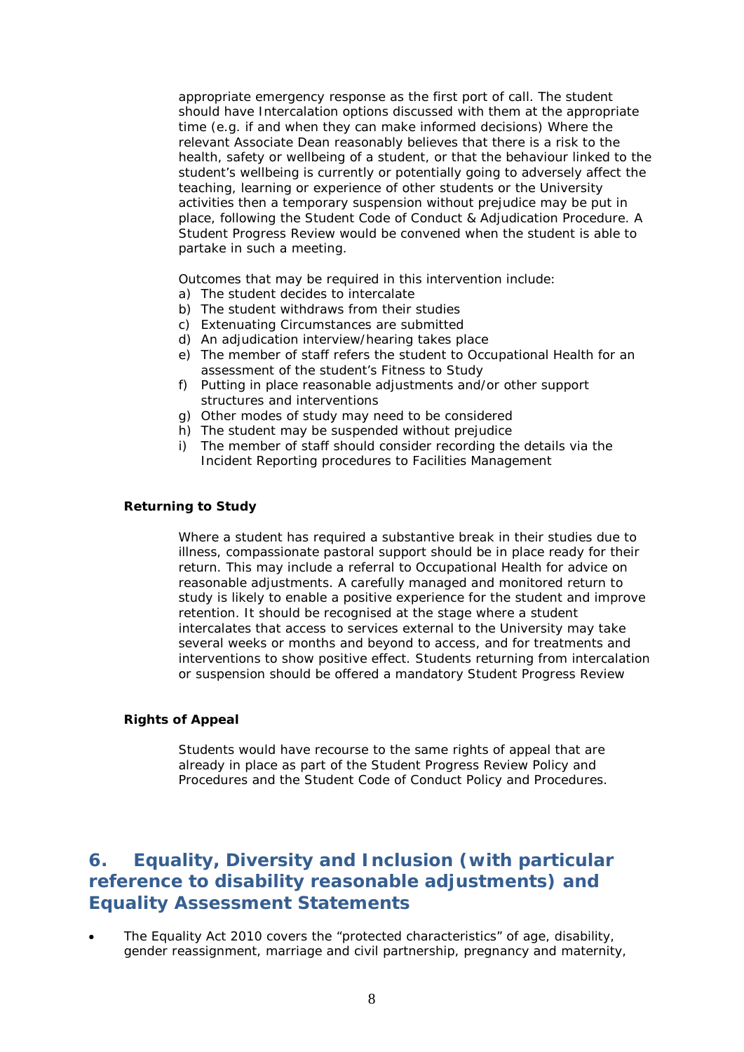appropriate emergency response as the first port of call. The student should have Intercalation options discussed with them at the appropriate time (e.g. if and when they can make informed decisions) Where the relevant Associate Dean reasonably believes that there is a risk to the health, safety or wellbeing of a student, or that the behaviour linked to the student's wellbeing is currently or potentially going to adversely affect the teaching, learning or experience of other students or the University activities then a temporary suspension without prejudice may be put in place, following the Student Code of Conduct & Adjudication Procedure. A Student Progress Review would be convened when the student is able to partake in such a meeting.

Outcomes that may be required in this intervention include:

a) The student decides to intercalate
b) The student withdraws from their studies
c) Extenuating Circumstances are submitted
d) An adjudication interview/hearing takes place
e) The member of staff refers the student to Occupational Health for an assessment of the student's Fitness to Study
f) Putting in place reasonable adjustments and/or other support structures and interventions
g) Other modes of study may need to be considered
h) The student may be suspended without prejudice
i) The member of staff should consider recording the details via the Incident Reporting procedures to Facilities Management

**Returning to Study**

Where a student has required a substantive break in their studies due to illness, compassionate pastoral support should be in place ready for their return. This may include a referral to Occupational Health for advice on reasonable adjustments. A carefully managed and monitored return to study is likely to enable a positive experience for the student and improve retention. It should be recognised at the stage where a student intercalates that access to services external to the University may take several weeks or months and beyond to access, and for treatments and interventions to show positive effect. Students returning from intercalation or suspension should be offered a mandatory Student Progress Review

**Rights of Appeal**

Students would have recourse to the same rights of appeal that are already in place as part of the Student Progress Review Policy and Procedures and the Student Code of Conduct Policy and Procedures.

## 6. Equality, Diversity and Inclusion (with particular reference to disability reasonable adjustments) and Equality Assessment Statements

- The Equality Act 2010 covers the "protected characteristics" of age, disability, gender reassignment, marriage and civil partnership, pregnancy and maternity,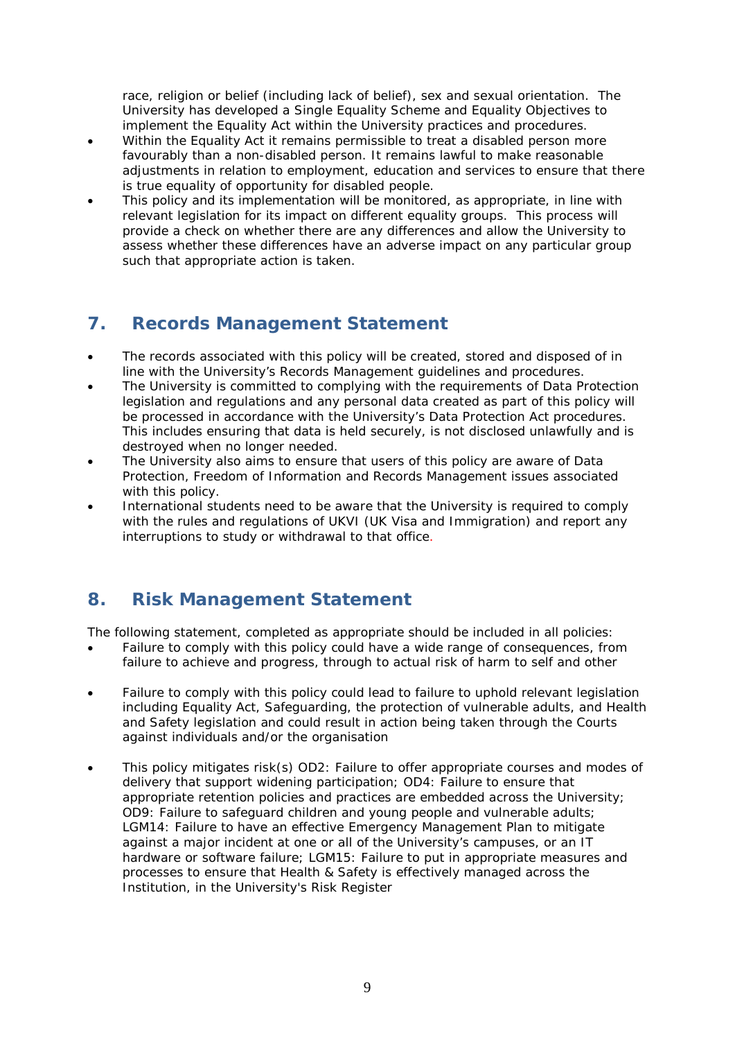race, religion or belief (including lack of belief), sex and sexual orientation. The University has developed a Single Equality Scheme and Equality Objectives to implement the Equality Act within the University practices and procedures.

- Within the Equality Act it remains permissible to treat a disabled person more favourably than a non-disabled person. It remains lawful to make reasonable adjustments in relation to employment, education and services to ensure that there is true equality of opportunity for disabled people.
- This policy and its implementation will be monitored, as appropriate, in line with relevant legislation for its impact on different equality groups. This process will provide a check on whether there are any differences and allow the University to assess whether these differences have an adverse impact on any particular group such that appropriate action is taken.

## 7. Records Management Statement

- The records associated with this policy will be created, stored and disposed of in line with the University's Records Management guidelines and procedures.
- The University is committed to complying with the requirements of Data Protection legislation and regulations and any personal data created as part of this policy will be processed in accordance with the University's Data Protection Act procedures. This includes ensuring that data is held securely, is not disclosed unlawfully and is destroyed when no longer needed.
- The University also aims to ensure that users of this policy are aware of Data Protection, Freedom of Information and Records Management issues associated with this policy.
- International students need to be aware that the University is required to comply with the rules and regulations of UKVI (UK Visa and Immigration) and report any interruptions to study or withdrawal to that office.

## 8. Risk Management Statement

The following statement, completed as appropriate should be included in all policies:

- Failure to comply with this policy could have a wide range of consequences, from failure to achieve and progress, through to actual risk of harm to self and other
- Failure to comply with this policy could lead to failure to uphold relevant legislation including Equality Act, Safeguarding, the protection of vulnerable adults, and Health and Safety legislation and could result in action being taken through the Courts against individuals and/or the organisation
- This policy mitigates risk(s) OD2: Failure to offer appropriate courses and modes of delivery that support widening participation; OD4: Failure to ensure that appropriate retention policies and practices are embedded across the University; OD9: Failure to safeguard children and young people and vulnerable adults; LGM14: Failure to have an effective Emergency Management Plan to mitigate against a major incident at one or all of the University's campuses, or an IT hardware or software failure; LGM15: Failure to put in appropriate measures and processes to ensure that Health & Safety is effectively managed across the Institution, in the University's Risk Register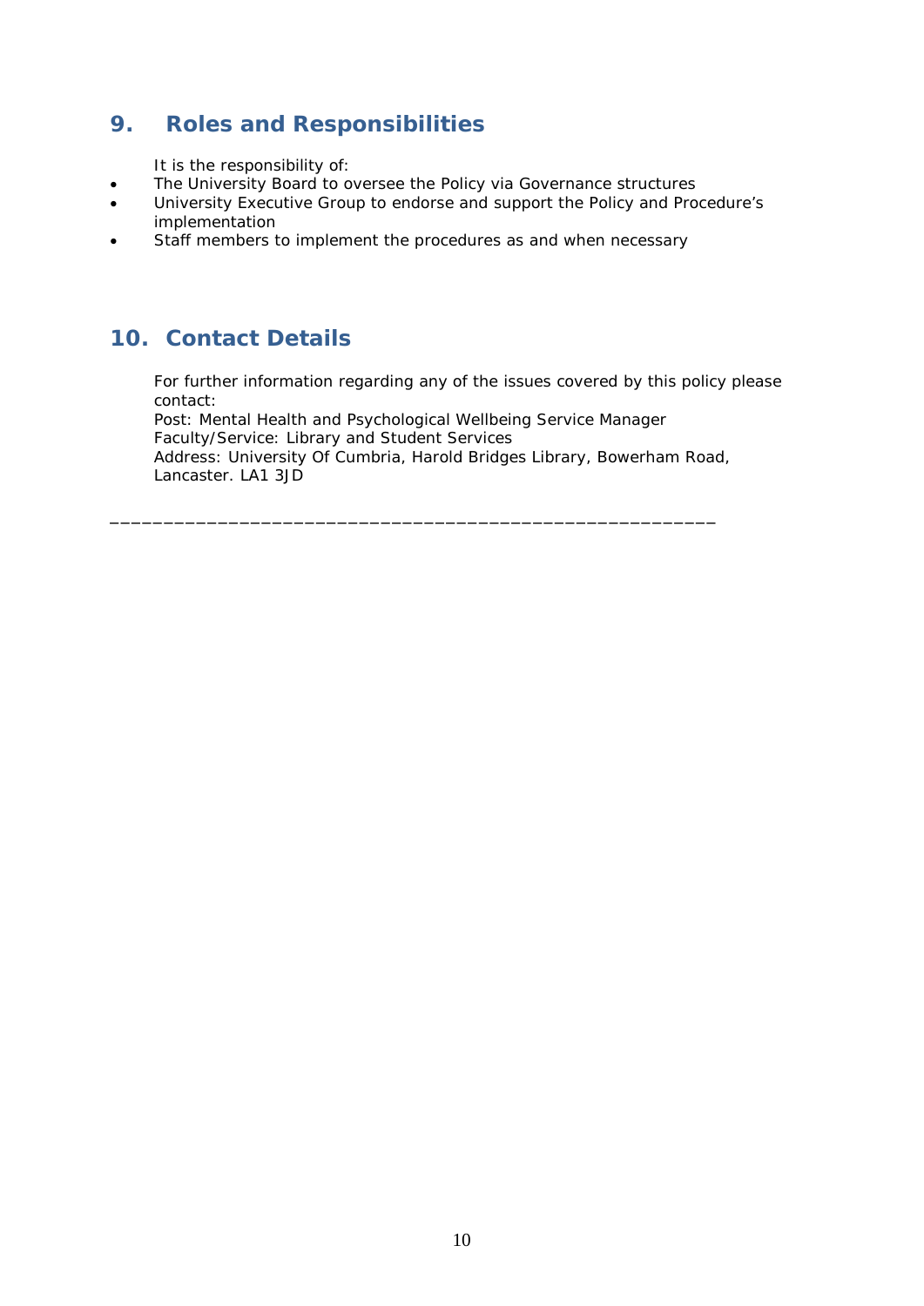## 9. Roles and Responsibilities

It is the responsibility of:

- The University Board to oversee the Policy via Governance structures
- University Executive Group to endorse and support the Policy and Procedure's implementation
- Staff members to implement the procedures as and when necessary

## 10. Contact Details

For further information regarding any of the issues covered by this policy please contact:
Post: Mental Health and Psychological Wellbeing Service Manager
Faculty/Service: Library and Student Services
Address: University Of Cumbria, Harold Bridges Library, Bowerham Road, Lancaster. LA1 3JD

---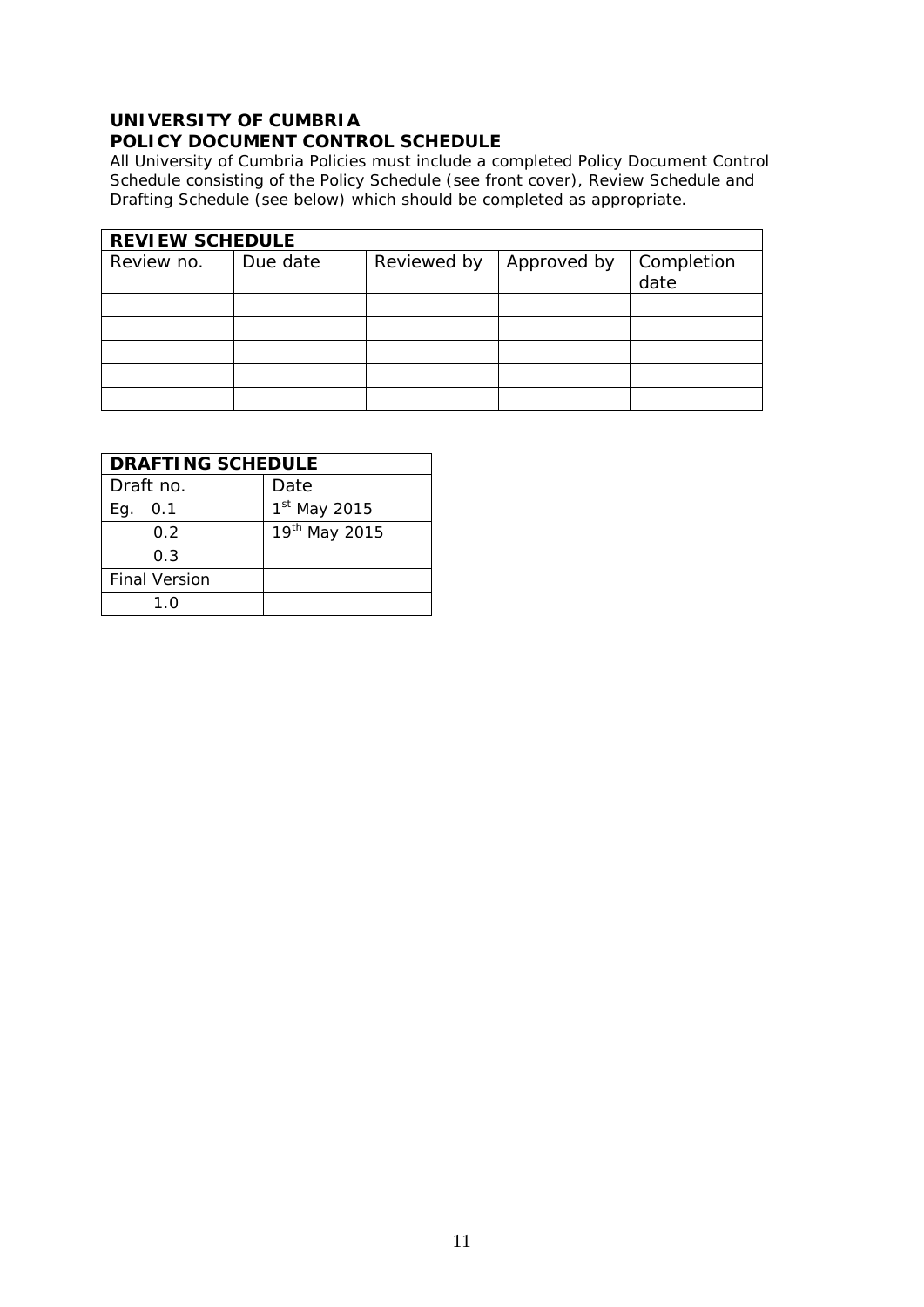**UNIVERSITY OF CUMBRIA**
**POLICY DOCUMENT CONTROL SCHEDULE**

All University of Cumbria Policies must include a completed Policy Document Control Schedule consisting of the Policy Schedule (see front cover), Review Schedule and Drafting Schedule (see below) which should be completed as appropriate.

| **REVIEW SCHEDULE** | | | | |
|---|---|---|---|---|
| Review no. | Due date | Reviewed by | Approved by | Completion date |
| | | | | |
| | | | | |
| | | | | |
| | | | | |
| | | | | |

| **DRAFTING SCHEDULE** | |
|---|---|
| Draft no. | Date |
| Eg. 0.1 | 1st May 2015 |
| 0.2 | 19th May 2015 |
| 0.3 | |
| Final Version | |
| 1.0 | |